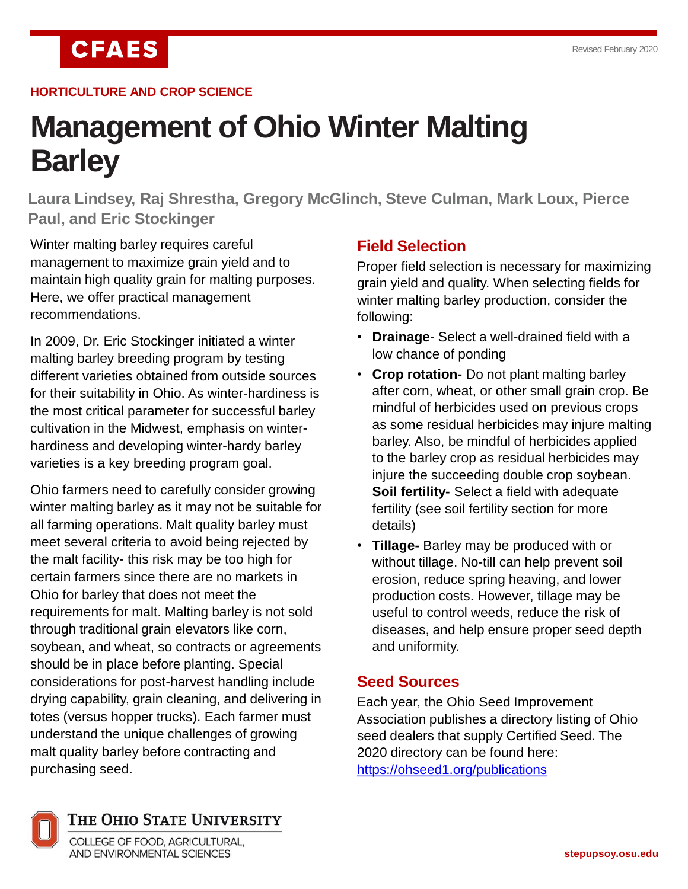HORTICULTURE AND CROP SCIENCE

# Management of Ohio Winter Malting Barley

**Laura Lindsey, Raj Shrestha, Gregory McGlinch, Steve Culman, Mark Loux, Pierce Paul, and Eric Stockinger**

Winter malting barley requires careful management to maximize grain yield and to maintain high quality grain for malting purposes. Here, we offer practical management recommendations.

In 2009, Dr. Eric Stockinger initiated a winter malting barley breeding program by testing different varieties obtained from outside sources for their suitability in Ohio. As winter-hardiness is the most critical parameter for successful barley cultivation in the Midwest, emphasis on winter-hardiness and developing winter-hardy barley varieties is a key breeding program goal.

Ohio farmers need to carefully consider growing winter malting barley as it may not be suitable for all farming operations. Malt quality barley must meet several criteria to avoid being rejected by the malt facility- this risk may be too high for certain farmers since there are no markets in Ohio for barley that does not meet the requirements for malt. Malting barley is not sold through traditional grain elevators like corn, soybean, and wheat, so contracts or agreements should be in place before planting. Special considerations for post-harvest handling include drying capability, grain cleaning, and delivering in totes (versus hopper trucks). Each farmer must understand the unique challenges of growing malt quality barley before contracting and purchasing seed.

## Field Selection

Proper field selection is necessary for maximizing grain yield and quality. When selecting fields for winter malting barley production, consider the following:

- **Drainage**- Select a well-drained field with a low chance of ponding
- **Crop rotation-** Do not plant malting barley after corn, wheat, or other small grain crop. Be mindful of herbicides used on previous crops as some residual herbicides may injure malting barley. Also, be mindful of herbicides applied to the barley crop as residual herbicides may injure the succeeding double crop soybean. **Soil fertility-** Select a field with adequate fertility (see soil fertility section for more details)
- **Tillage-** Barley may be produced with or without tillage. No-till can help prevent soil erosion, reduce spring heaving, and lower production costs. However, tillage may be useful to control weeds, reduce the risk of diseases, and help ensure proper seed depth and uniformity.

## Seed Sources

Each year, the Ohio Seed Improvement Association publishes a directory listing of Ohio seed dealers that supply Certified Seed. The 2020 directory can be found here: https://ohseed1.org/publications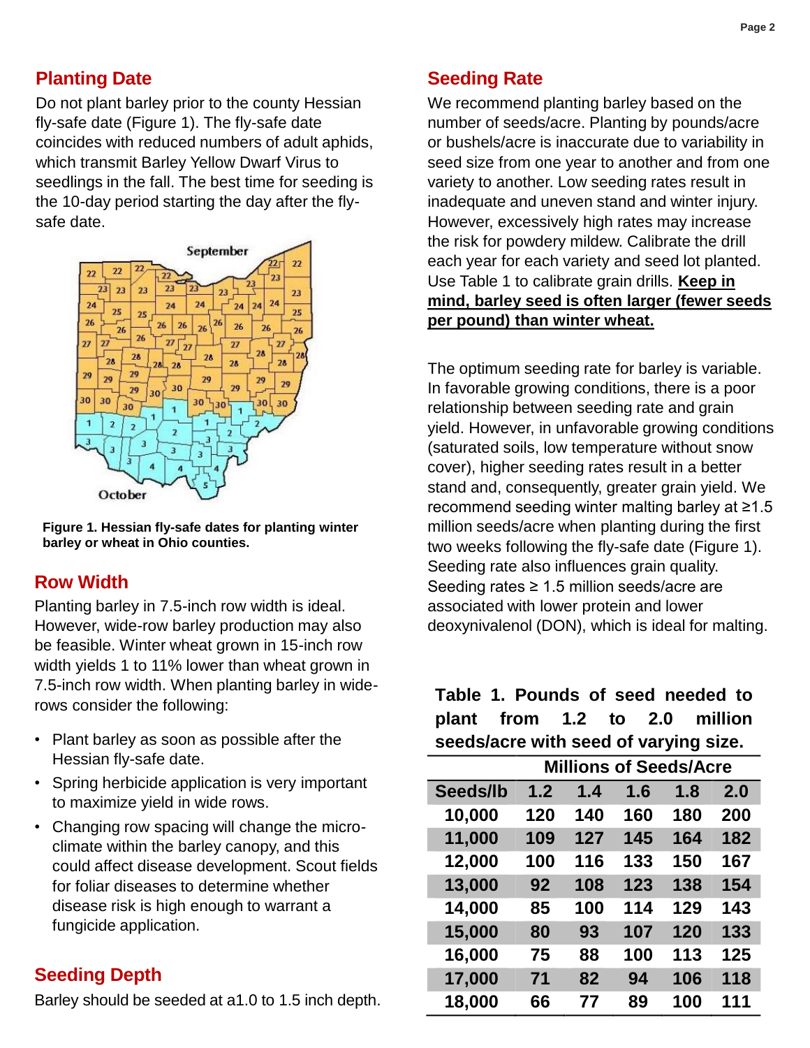## Planting Date

Do not plant barley prior to the county Hessian fly-safe date (Figure 1). The fly-safe date coincides with reduced numbers of adult aphids, which transmit Barley Yellow Dwarf Virus to seedlings in the fall. The best time for seeding is the 10-day period starting the day after the fly-safe date.

**Figure 1. Hessian fly-safe dates for planting winter barley or wheat in Ohio counties.**

## Row Width

Planting barley in 7.5-inch row width is ideal. However, wide-row barley production may also be feasible. Winter wheat grown in 15-inch row width yields 1 to 11% lower than wheat grown in 7.5-inch row width. When planting barley in wide-rows consider the following:

- Plant barley as soon as possible after the Hessian fly-safe date.
- Spring herbicide application is very important to maximize yield in wide rows.
- Changing row spacing will change the micro-climate within the barley canopy, and this could affect disease development. Scout fields for foliar diseases to determine whether disease risk is high enough to warrant a fungicide application.

## Seeding Depth

Barley should be seeded at a1.0 to 1.5 inch depth.

## Seeding Rate

We recommend planting barley based on the number of seeds/acre. Planting by pounds/acre or bushels/acre is inaccurate due to variability in seed size from one year to another and from one variety to another. Low seeding rates result in inadequate and uneven stand and winter injury. However, excessively high rates may increase the risk for powdery mildew. Calibrate the drill each year for each variety and seed lot planted. Use Table 1 to calibrate grain drills. **Keep in mind, barley seed is often larger (fewer seeds per pound) than winter wheat.**

The optimum seeding rate for barley is variable. In favorable growing conditions, there is a poor relationship between seeding rate and grain yield. However, in unfavorable growing conditions (saturated soils, low temperature without snow cover), higher seeding rates result in a better stand and, consequently, greater grain yield. We recommend seeding winter malting barley at ≥1.5 million seeds/acre when planting during the first two weeks following the fly-safe date (Figure 1). Seeding rate also influences grain quality. Seeding rates ≥ 1.5 million seeds/acre are associated with lower protein and lower deoxynivalenol (DON), which is ideal for malting.

**Table 1. Pounds of seed needed to plant from 1.2 to 2.0 million seeds/acre with seed of varying size.**

| | Millions of Seeds/Acre | | | | |
|---|---|---|---|---|---|
| **Seeds/lb** | **1.2** | **1.4** | **1.6** | **1.8** | **2.0** |
| 10,000 | 120 | 140 | 160 | 180 | 200 |
| 11,000 | 109 | 127 | 145 | 164 | 182 |
| 12,000 | 100 | 116 | 133 | 150 | 167 |
| 13,000 | 92 | 108 | 123 | 138 | 154 |
| 14,000 | 85 | 100 | 114 | 129 | 143 |
| 15,000 | 80 | 93 | 107 | 120 | 133 |
| 16,000 | 75 | 88 | 100 | 113 | 125 |
| 17,000 | 71 | 82 | 94 | 106 | 118 |
| 18,000 | 66 | 77 | 89 | 100 | 111 |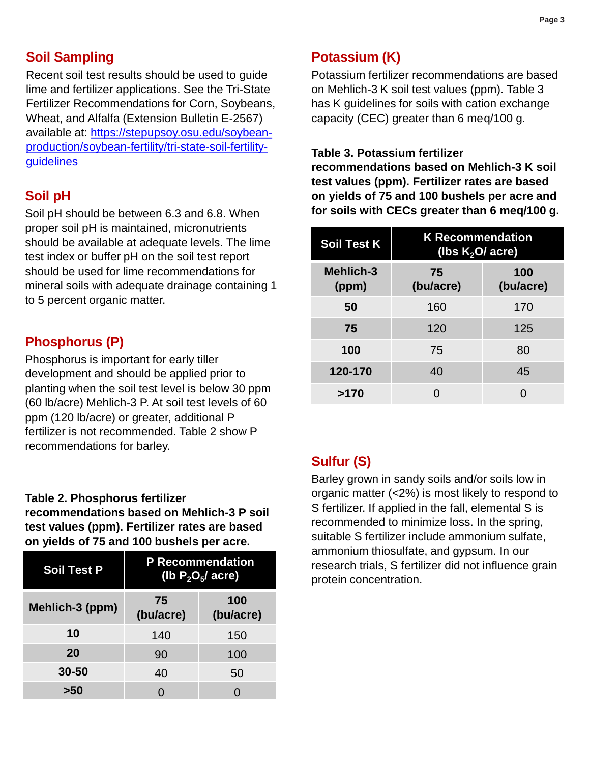## Soil Sampling

Recent soil test results should be used to guide lime and fertilizer applications. See the Tri-State Fertilizer Recommendations for Corn, Soybeans, Wheat, and Alfalfa (Extension Bulletin E-2567) available at: [https://stepupsoy.osu.edu/soybean-production/soybean-fertility/tri-state-soil-fertility-guidelines](https://stepupsoy.osu.edu/soybean-production/soybean-fertility/tri-state-soil-fertility-guidelines)

## Soil pH

Soil pH should be between 6.3 and 6.8. When proper soil pH is maintained, micronutrients should be available at adequate levels. The lime test index or buffer pH on the soil test report should be used for lime recommendations for mineral soils with adequate drainage containing 1 to 5 percent organic matter.

## Phosphorus (P)

Phosphorus is important for early tiller development and should be applied prior to planting when the soil test level is below 30 ppm (60 lb/acre) Mehlich-3 P. At soil test levels of 60 ppm (120 lb/acre) or greater, additional P fertilizer is not recommended. Table 2 show P recommendations for barley.

**Table 2. Phosphorus fertilizer recommendations based on Mehlich-3 P soil test values (ppm). Fertilizer rates are based on yields of 75 and 100 bushels per acre.**

| Soil Test P | P Recommendation (lb $P_2O_5$/ acre) | |
|---|---|---|
| **Mehlich-3 (ppm)** | **75 (bu/acre)** | **100 (bu/acre)** |
| **10** | 140 | 150 |
| **20** | 90 | 100 |
| **30-50** | 40 | 50 |
| **>50** | 0 | 0 |

## Potassium (K)

Potassium fertilizer recommendations are based on Mehlich-3 K soil test values (ppm). Table 3 has K guidelines for soils with cation exchange capacity (CEC) greater than 6 meq/100 g.

**Table 3. Potassium fertilizer recommendations based on Mehlich-3 K soil test values (ppm). Fertilizer rates are based on yields of 75 and 100 bushels per acre and for soils with CECs greater than 6 meq/100 g.**

| Soil Test K | K Recommendation (lbs $K_2O$/ acre) | |
|---|---|---|
| **Mehlich-3 (ppm)** | **75 (bu/acre)** | **100 (bu/acre)** |
| **50** | 160 | 170 |
| **75** | 120 | 125 |
| **100** | 75 | 80 |
| **120-170** | 40 | 45 |
| **>170** | 0 | 0 |

## Sulfur (S)

Barley grown in sandy soils and/or soils low in organic matter (<2%) is most likely to respond to S fertilizer. If applied in the fall, elemental S is recommended to minimize loss. In the spring, suitable S fertilizer include ammonium sulfate, ammonium thiosulfate, and gypsum. In our research trials, S fertilizer did not influence grain protein concentration.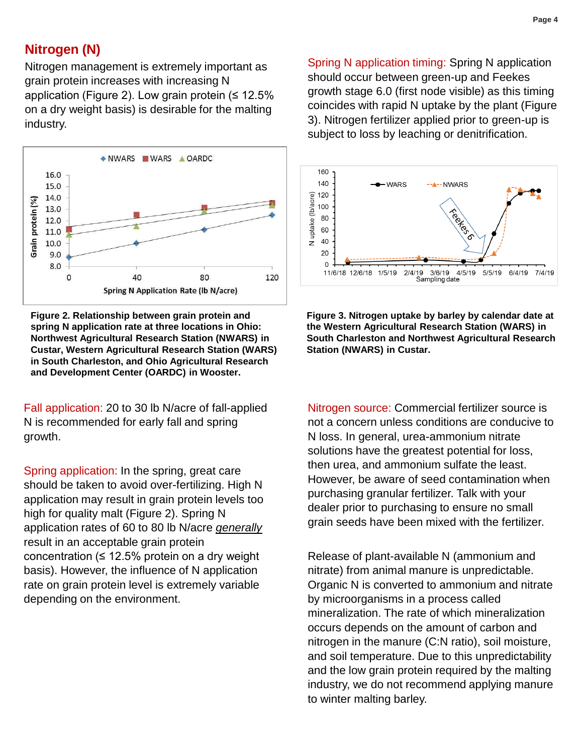## Nitrogen (N)

Nitrogen management is extremely important as grain protein increases with increasing N application (Figure 2). Low grain protein (≤ 12.5% on a dry weight basis) is desirable for the malting industry.

**Figure 2. Relationship between grain protein and spring N application rate at three locations in Ohio: Northwest Agricultural Research Station (NWARS) in Custar, Western Agricultural Research Station (WARS) in South Charleston, and Ohio Agricultural Research and Development Center (OARDC) in Wooster.**

Fall application: 20 to 30 lb N/acre of fall-applied N is recommended for early fall and spring growth.

Spring application: In the spring, great care should be taken to avoid over-fertilizing. High N application may result in grain protein levels too high for quality malt (Figure 2). Spring N application rates of 60 to 80 lb N/acre *generally* result in an acceptable grain protein concentration (≤ 12.5% protein on a dry weight basis). However, the influence of N application rate on grain protein level is extremely variable depending on the environment.

Spring N application timing: Spring N application should occur between green-up and Feekes growth stage 6.0 (first node visible) as this timing coincides with rapid N uptake by the plant (Figure 3). Nitrogen fertilizer applied prior to green-up is subject to loss by leaching or denitrification.

**Figure 3. Nitrogen uptake by barley by calendar date at the Western Agricultural Research Station (WARS) in South Charleston and Northwest Agricultural Research Station (NWARS) in Custar.**

Nitrogen source: Commercial fertilizer source is not a concern unless conditions are conducive to N loss. In general, urea-ammonium nitrate solutions have the greatest potential for loss, then urea, and ammonium sulfate the least. However, be aware of seed contamination when purchasing granular fertilizer. Talk with your dealer prior to purchasing to ensure no small grain seeds have been mixed with the fertilizer.

Release of plant-available N (ammonium and nitrate) from animal manure is unpredictable. Organic N is converted to ammonium and nitrate by microorganisms in a process called mineralization. The rate of which mineralization occurs depends on the amount of carbon and nitrogen in the manure (C:N ratio), soil moisture, and soil temperature. Due to this unpredictability and the low grain protein required by the malting industry, we do not recommend applying manure to winter malting barley.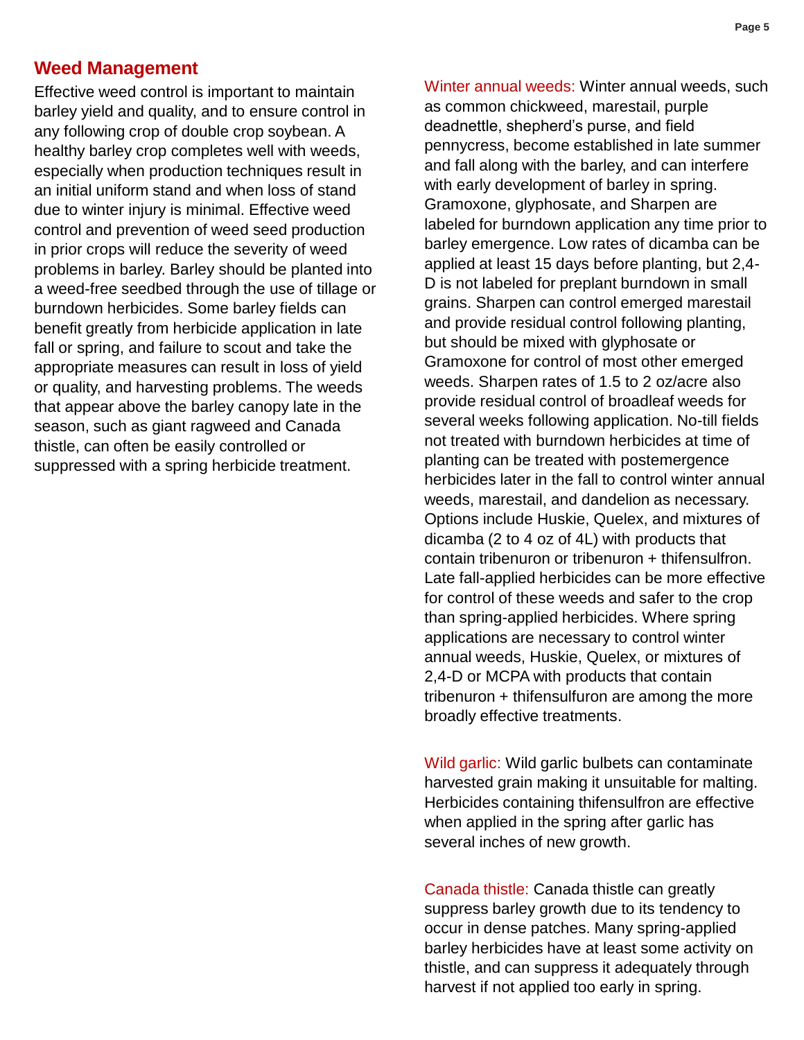## Weed Management

Effective weed control is important to maintain barley yield and quality, and to ensure control in any following crop of double crop soybean. A healthy barley crop completes well with weeds, especially when production techniques result in an initial uniform stand and when loss of stand due to winter injury is minimal. Effective weed control and prevention of weed seed production in prior crops will reduce the severity of weed problems in barley. Barley should be planted into a weed-free seedbed through the use of tillage or burndown herbicides. Some barley fields can benefit greatly from herbicide application in late fall or spring, and failure to scout and take the appropriate measures can result in loss of yield or quality, and harvesting problems. The weeds that appear above the barley canopy late in the season, such as giant ragweed and Canada thistle, can often be easily controlled or suppressed with a spring herbicide treatment.

Winter annual weeds: Winter annual weeds, such as common chickweed, marestail, purple deadnettle, shepherd's purse, and field pennycress, become established in late summer and fall along with the barley, and can interfere with early development of barley in spring. Gramoxone, glyphosate, and Sharpen are labeled for burndown application any time prior to barley emergence. Low rates of dicamba can be applied at least 15 days before planting, but 2,4-D is not labeled for preplant burndown in small grains. Sharpen can control emerged marestail and provide residual control following planting, but should be mixed with glyphosate or Gramoxone for control of most other emerged weeds. Sharpen rates of 1.5 to 2 oz/acre also provide residual control of broadleaf weeds for several weeks following application. No-till fields not treated with burndown herbicides at time of planting can be treated with postemergence herbicides later in the fall to control winter annual weeds, marestail, and dandelion as necessary. Options include Huskie, Quelex, and mixtures of dicamba (2 to 4 oz of 4L) with products that contain tribenuron or tribenuron + thifensulfron. Late fall-applied herbicides can be more effective for control of these weeds and safer to the crop than spring-applied herbicides. Where spring applications are necessary to control winter annual weeds, Huskie, Quelex, or mixtures of 2,4-D or MCPA with products that contain tribenuron + thifensulfuron are among the more broadly effective treatments.

Wild garlic: Wild garlic bulbets can contaminate harvested grain making it unsuitable for malting. Herbicides containing thifensulfron are effective when applied in the spring after garlic has several inches of new growth.

Canada thistle: Canada thistle can greatly suppress barley growth due to its tendency to occur in dense patches. Many spring-applied barley herbicides have at least some activity on thistle, and can suppress it adequately through harvest if not applied too early in spring.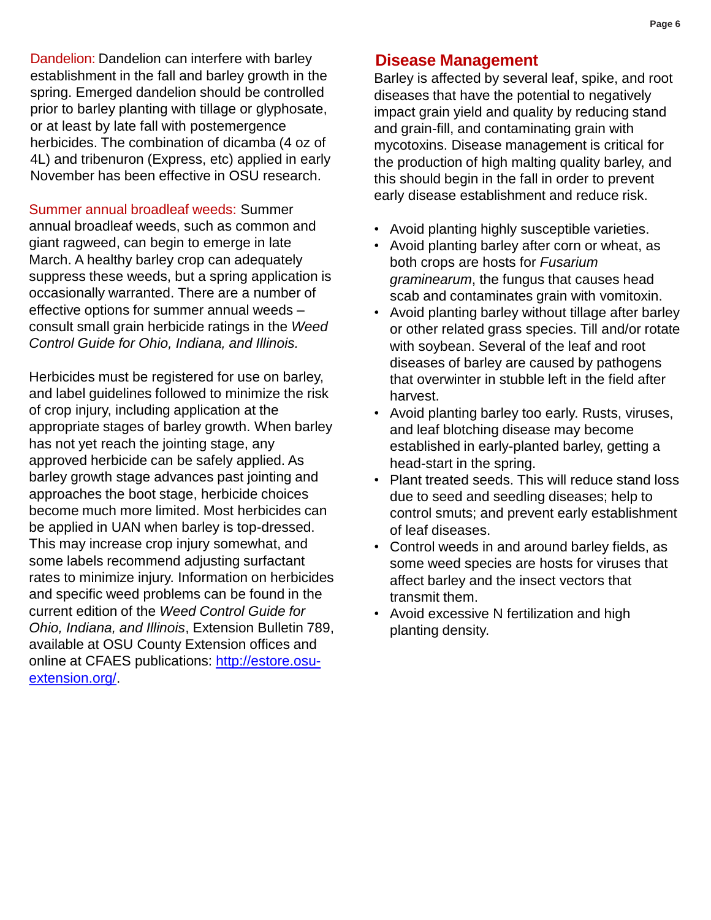Dandelion: Dandelion can interfere with barley establishment in the fall and barley growth in the spring. Emerged dandelion should be controlled prior to barley planting with tillage or glyphosate, or at least by late fall with postemergence herbicides. The combination of dicamba (4 oz of 4L) and tribenuron (Express, etc) applied in early November has been effective in OSU research.

Summer annual broadleaf weeds: Summer annual broadleaf weeds, such as common and giant ragweed, can begin to emerge in late March. A healthy barley crop can adequately suppress these weeds, but a spring application is occasionally warranted. There are a number of effective options for summer annual weeds – consult small grain herbicide ratings in the *Weed Control Guide for Ohio, Indiana, and Illinois.*

Herbicides must be registered for use on barley, and label guidelines followed to minimize the risk of crop injury, including application at the appropriate stages of barley growth. When barley has not yet reach the jointing stage, any approved herbicide can be safely applied. As barley growth stage advances past jointing and approaches the boot stage, herbicide choices become much more limited. Most herbicides can be applied in UAN when barley is top-dressed. This may increase crop injury somewhat, and some labels recommend adjusting surfactant rates to minimize injury. Information on herbicides and specific weed problems can be found in the current edition of the *Weed Control Guide for Ohio, Indiana, and Illinois*, Extension Bulletin 789, available at OSU County Extension offices and online at CFAES publications: [http://estore.osu-extension.org/](http://estore.osu-extension.org/).

## Disease Management

Barley is affected by several leaf, spike, and root diseases that have the potential to negatively impact grain yield and quality by reducing stand and grain-fill, and contaminating grain with mycotoxins. Disease management is critical for the production of high malting quality barley, and this should begin in the fall in order to prevent early disease establishment and reduce risk.

- Avoid planting highly susceptible varieties.
- Avoid planting barley after corn or wheat, as both crops are hosts for *Fusarium graminearum*, the fungus that causes head scab and contaminates grain with vomitoxin.
- Avoid planting barley without tillage after barley or other related grass species. Till and/or rotate with soybean. Several of the leaf and root diseases of barley are caused by pathogens that overwinter in stubble left in the field after harvest.
- Avoid planting barley too early. Rusts, viruses, and leaf blotching disease may become established in early-planted barley, getting a head-start in the spring.
- Plant treated seeds. This will reduce stand loss due to seed and seedling diseases; help to control smuts; and prevent early establishment of leaf diseases.
- Control weeds in and around barley fields, as some weed species are hosts for viruses that affect barley and the insect vectors that transmit them.
- Avoid excessive N fertilization and high planting density.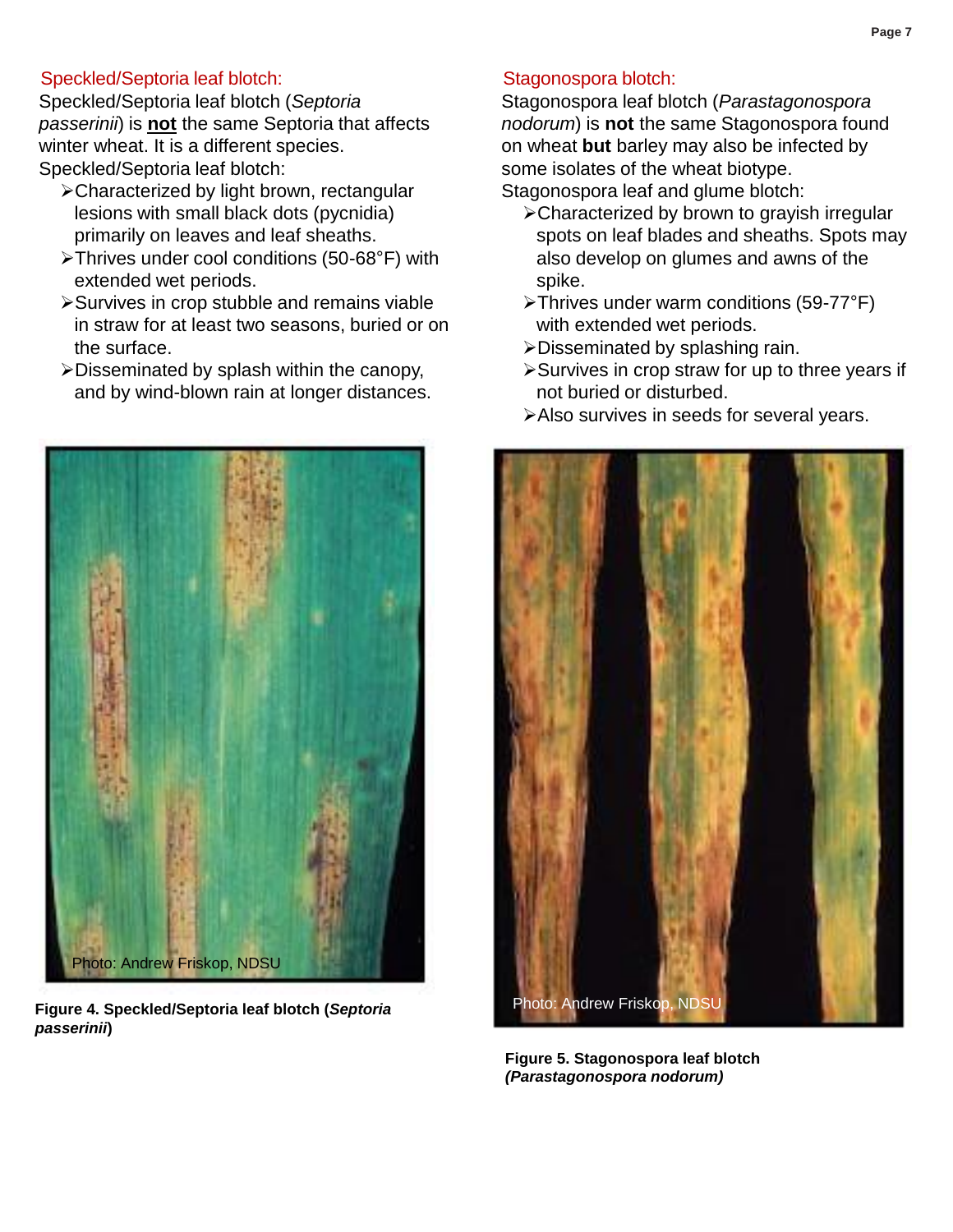## Speckled/Septoria leaf blotch:

Speckled/Septoria leaf blotch (*Septoria passerinii*) is **not** the same Septoria that affects winter wheat. It is a different species.

Speckled/Septoria leaf blotch:

- Characterized by light brown, rectangular lesions with small black dots (pycnidia) primarily on leaves and leaf sheaths.
- Thrives under cool conditions (50-68°F) with extended wet periods.
- Survives in crop stubble and remains viable in straw for at least two seasons, buried or on the surface.
- Disseminated by splash within the canopy, and by wind-blown rain at longer distances.

Photo: Andrew Friskop, NDSU

**Figure 4. Speckled/Septoria leaf blotch (*Septoria passerinii*)**

## Stagonospora blotch:

Stagonospora leaf blotch (*Parastagonospora nodorum*) is **not** the same Stagonospora found on wheat **but** barley may also be infected by some isolates of the wheat biotype.

Stagonospora leaf and glume blotch:

- Characterized by brown to grayish irregular spots on leaf blades and sheaths. Spots may also develop on glumes and awns of the spike.
- Thrives under warm conditions (59-77°F) with extended wet periods.
- Disseminated by splashing rain.
- Survives in crop straw for up to three years if not buried or disturbed.
- Also survives in seeds for several years.

Photo: Andrew Friskop, NDSU

**Figure 5. Stagonospora leaf blotch *(Parastagonospora nodorum)***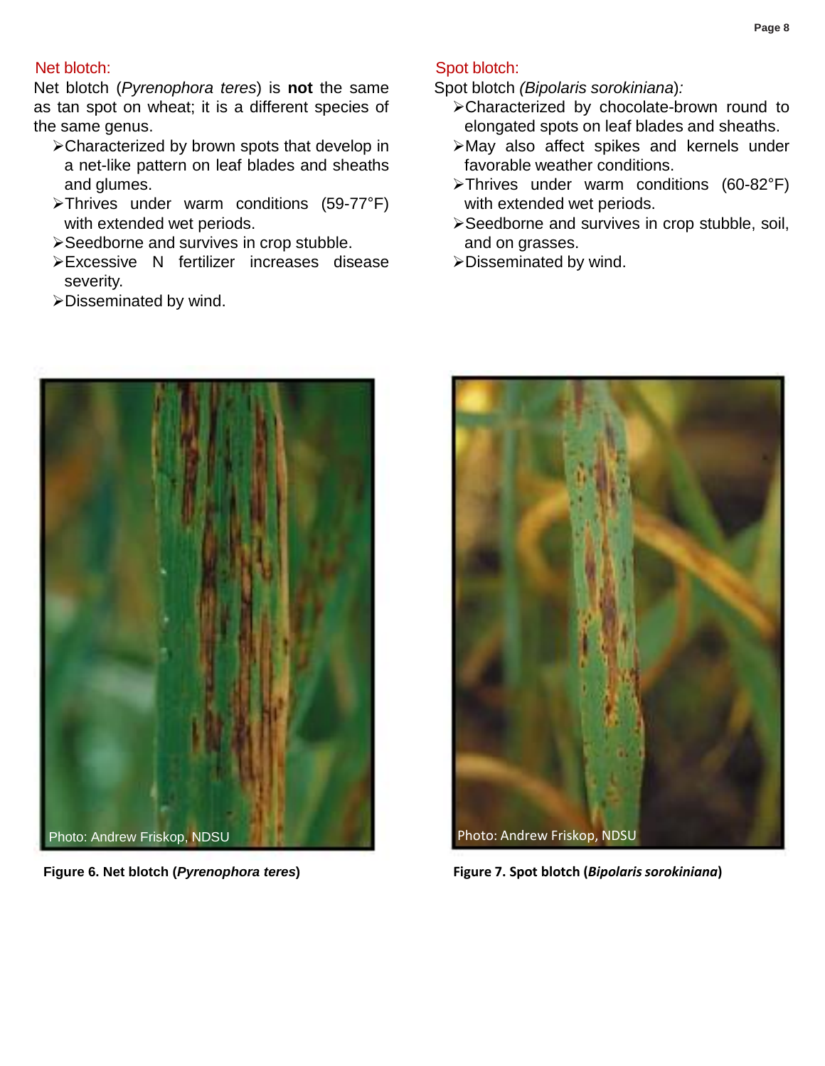## Net blotch:

Net blotch (*Pyrenophora teres*) is **not** the same as tan spot on wheat; it is a different species of the same genus.

- Characterized by brown spots that develop in a net-like pattern on leaf blades and sheaths and glumes.
- Thrives under warm conditions (59-77°F) with extended wet periods.
- Seedborne and survives in crop stubble.
- Excessive N fertilizer increases disease severity.
- Disseminated by wind.

## Spot blotch:

Spot blotch *(Bipolaris sorokiniana)*:

- Characterized by chocolate-brown round to elongated spots on leaf blades and sheaths.
- May also affect spikes and kernels under favorable weather conditions.
- Thrives under warm conditions (60-82°F) with extended wet periods.
- Seedborne and survives in crop stubble, soil, and on grasses.
- Disseminated by wind.

Photo: Andrew Friskop, NDSU

**Figure 6. Net blotch (*Pyrenophora teres*)**

Photo: Andrew Friskop, NDSU

**Figure 7. Spot blotch (*Bipolaris sorokiniana*)**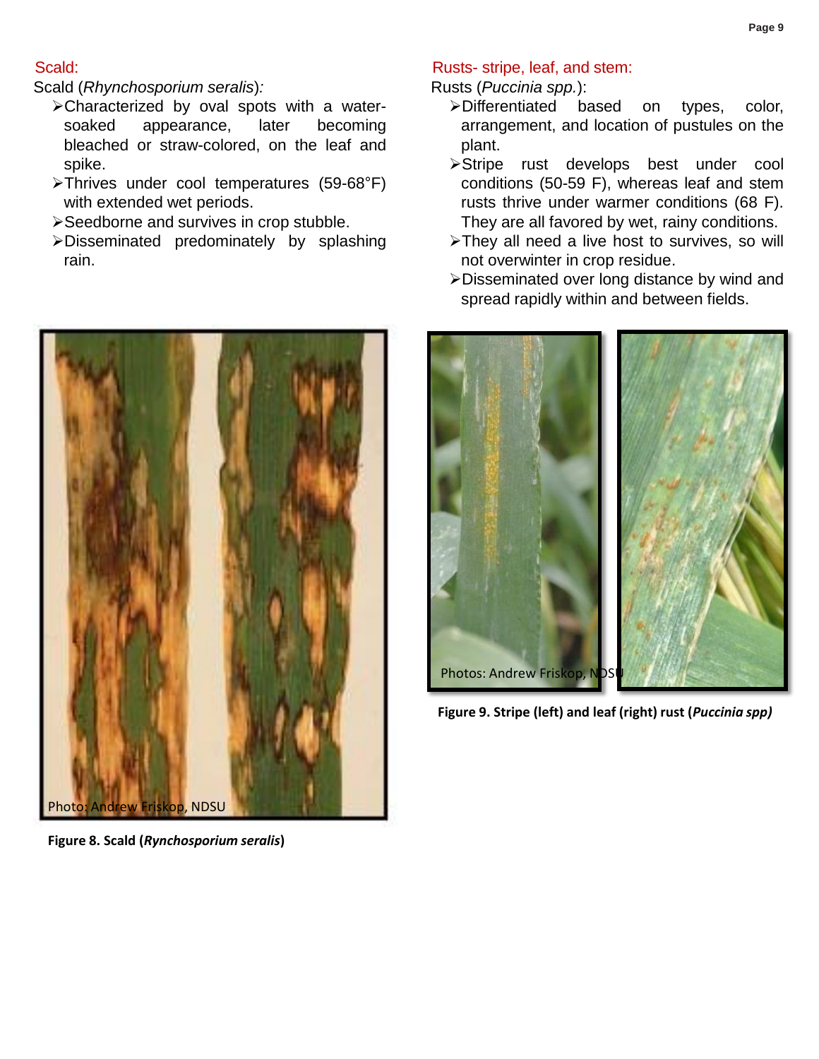## Scald:

Scald (*Rhynchosporium seralis*):

- Characterized by oval spots with a water-soaked appearance, later becoming bleached or straw-colored, on the leaf and spike.
- Thrives under cool temperatures (59-68°F) with extended wet periods.
- Seedborne and survives in crop stubble.
- Disseminated predominately by splashing rain.

Photo: Andrew Friskop, NDSU

**Figure 8. Scald (*Rynchosporium seralis*)**

## Rusts- stripe, leaf, and stem:

Rusts (*Puccinia spp.*):

- Differentiated based on types, color, arrangement, and location of pustules on the plant.
- Stripe rust develops best under cool conditions (50-59 F), whereas leaf and stem rusts thrive under warmer conditions (68 F). They are all favored by wet, rainy conditions.
- They all need a live host to survives, so will not overwinter in crop residue.
- Disseminated over long distance by wind and spread rapidly within and between fields.

Photos: Andrew Friskop, NDSU

**Figure 9. Stripe (left) and leaf (right) rust (*Puccinia spp*)**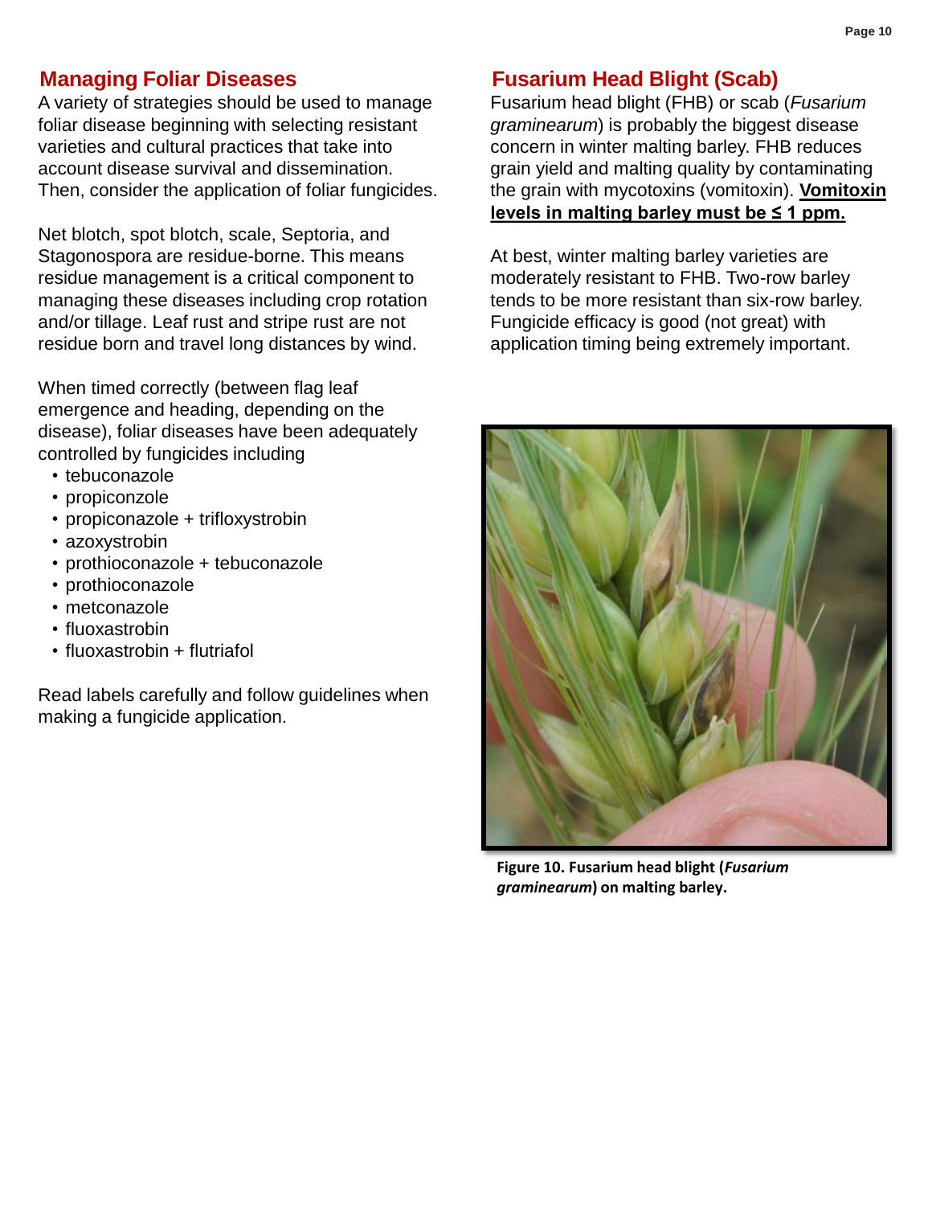## Managing Foliar Diseases

A variety of strategies should be used to manage foliar disease beginning with selecting resistant varieties and cultural practices that take into account disease survival and dissemination. Then, consider the application of foliar fungicides.

Net blotch, spot blotch, scale, Septoria, and Stagonospora are residue-borne. This means residue management is a critical component to managing these diseases including crop rotation and/or tillage. Leaf rust and stripe rust are not residue born and travel long distances by wind.

When timed correctly (between flag leaf emergence and heading, depending on the disease), foliar diseases have been adequately controlled by fungicides including

- tebuconazole
- propiconzole
- propiconazole + trifloxystrobin
- azoxystrobin
- prothioconazole + tebuconazole
- prothioconazole
- metconazole
- fluoxastrobin
- fluoxastrobin + flutriafol

Read labels carefully and follow guidelines when making a fungicide application.

## Fusarium Head Blight (Scab)

Fusarium head blight (FHB) or scab (*Fusarium graminearum*) is probably the biggest disease concern in winter malting barley. FHB reduces grain yield and malting quality by contaminating the grain with mycotoxins (vomitoxin). **Vomitoxin levels in malting barley must be ≤ 1 ppm.**

At best, winter malting barley varieties are moderately resistant to FHB. Two-row barley tends to be more resistant than six-row barley. Fungicide efficacy is good (not great) with application timing being extremely important.

**Figure 10. Fusarium head blight (*Fusarium graminearum*) on malting barley.**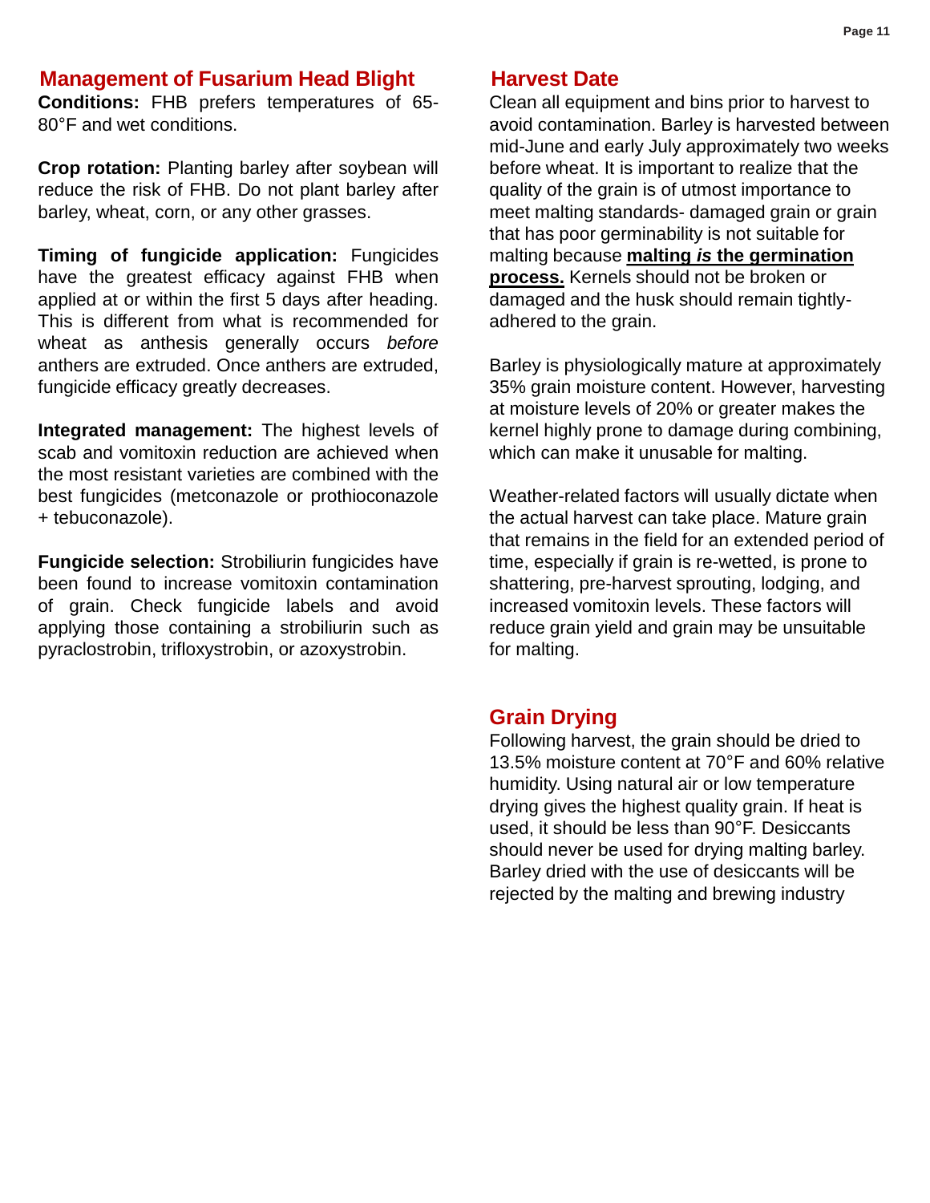## Management of Fusarium Head Blight

**Conditions:** FHB prefers temperatures of 65-80°F and wet conditions.

**Crop rotation:** Planting barley after soybean will reduce the risk of FHB. Do not plant barley after barley, wheat, corn, or any other grasses.

**Timing of fungicide application:** Fungicides have the greatest efficacy against FHB when applied at or within the first 5 days after heading. This is different from what is recommended for wheat as anthesis generally occurs *before* anthers are extruded. Once anthers are extruded, fungicide efficacy greatly decreases.

**Integrated management:** The highest levels of scab and vomitoxin reduction are achieved when the most resistant varieties are combined with the best fungicides (metconazole or prothioconazole + tebuconazole).

**Fungicide selection:** Strobilurin fungicides have been found to increase vomitoxin contamination of grain. Check fungicide labels and avoid applying those containing a strobilurin such as pyraclostrobin, trifloxystrobin, or azoxystrobin.

## Harvest Date

Clean all equipment and bins prior to harvest to avoid contamination. Barley is harvested between mid-June and early July approximately two weeks before wheat. It is important to realize that the quality of the grain is of utmost importance to meet malting standards- damaged grain or grain that has poor germinability is not suitable for malting because **malting *is* the germination process.** Kernels should not be broken or damaged and the husk should remain tightly-adhered to the grain.

Barley is physiologically mature at approximately 35% grain moisture content. However, harvesting at moisture levels of 20% or greater makes the kernel highly prone to damage during combining, which can make it unusable for malting.

Weather-related factors will usually dictate when the actual harvest can take place. Mature grain that remains in the field for an extended period of time, especially if grain is re-wetted, is prone to shattering, pre-harvest sprouting, lodging, and increased vomitoxin levels. These factors will reduce grain yield and grain may be unsuitable for malting.

## Grain Drying

Following harvest, the grain should be dried to 13.5% moisture content at 70°F and 60% relative humidity. Using natural air or low temperature drying gives the highest quality grain. If heat is used, it should be less than 90°F. Desiccants should never be used for drying malting barley. Barley dried with the use of desiccants will be rejected by the malting and brewing industry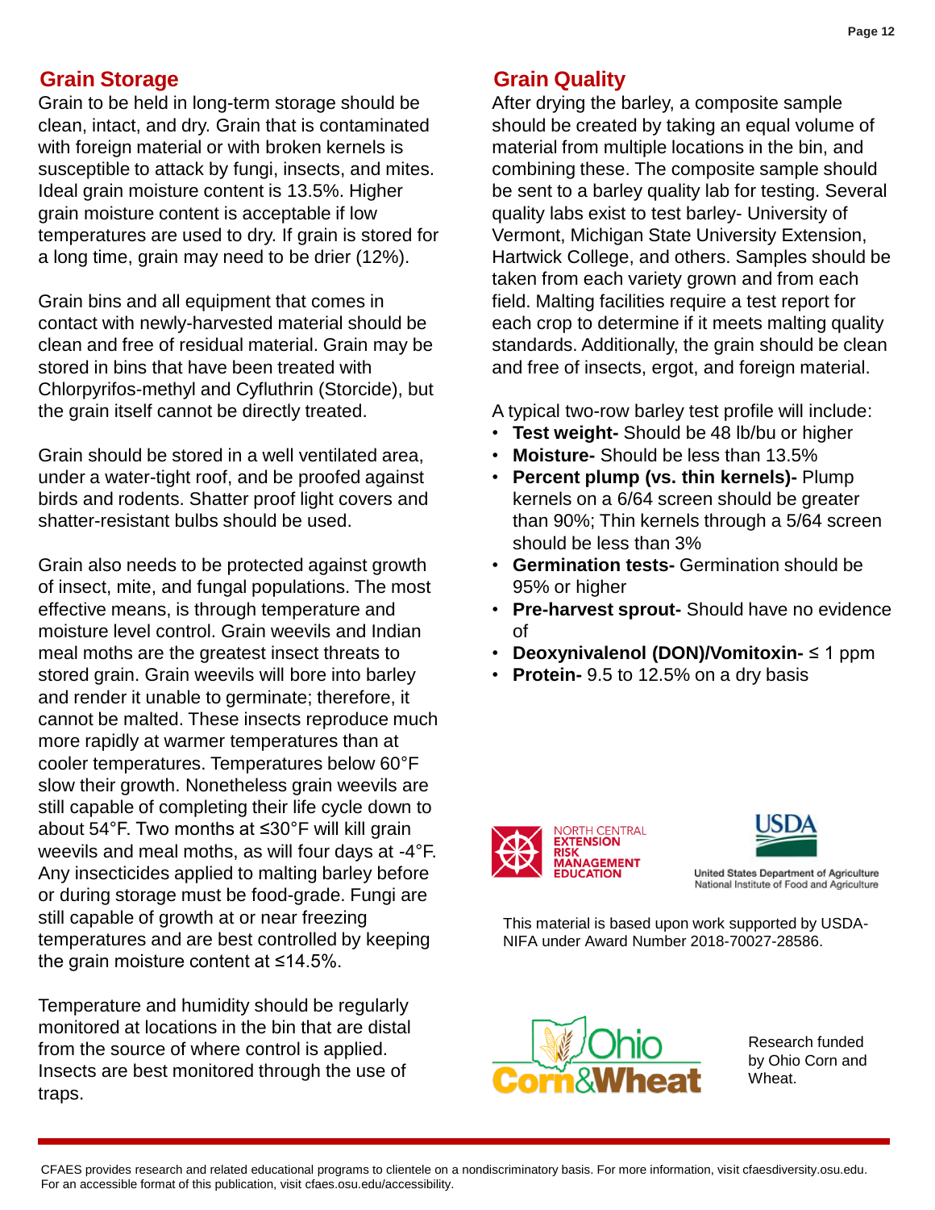## Grain Storage

Grain to be held in long-term storage should be clean, intact, and dry. Grain that is contaminated with foreign material or with broken kernels is susceptible to attack by fungi, insects, and mites. Ideal grain moisture content is 13.5%. Higher grain moisture content is acceptable if low temperatures are used to dry. If grain is stored for a long time, grain may need to be drier (12%).

Grain bins and all equipment that comes in contact with newly-harvested material should be clean and free of residual material. Grain may be stored in bins that have been treated with Chlorpyrifos-methyl and Cyfluthrin (Storcide), but the grain itself cannot be directly treated.

Grain should be stored in a well ventilated area, under a water-tight roof, and be proofed against birds and rodents. Shatter proof light covers and shatter-resistant bulbs should be used.

Grain also needs to be protected against growth of insect, mite, and fungal populations. The most effective means, is through temperature and moisture level control. Grain weevils and Indian meal moths are the greatest insect threats to stored grain. Grain weevils will bore into barley and render it unable to germinate; therefore, it cannot be malted. These insects reproduce much more rapidly at warmer temperatures than at cooler temperatures. Temperatures below 60°F slow their growth. Nonetheless grain weevils are still capable of completing their life cycle down to about 54°F. Two months at ≤30°F will kill grain weevils and meal moths, as will four days at -4°F. Any insecticides applied to malting barley before or during storage must be food-grade. Fungi are still capable of growth at or near freezing temperatures and are best controlled by keeping the grain moisture content at ≤14.5%.

Temperature and humidity should be regularly monitored at locations in the bin that are distal from the source of where control is applied. Insects are best monitored through the use of traps.

## Grain Quality

After drying the barley, a composite sample should be created by taking an equal volume of material from multiple locations in the bin, and combining these. The composite sample should be sent to a barley quality lab for testing. Several quality labs exist to test barley- University of Vermont, Michigan State University Extension, Hartwick College, and others. Samples should be taken from each variety grown and from each field. Malting facilities require a test report for each crop to determine if it meets malting quality standards. Additionally, the grain should be clean and free of insects, ergot, and foreign material.

A typical two-row barley test profile will include:

- **Test weight-** Should be 48 lb/bu or higher
- **Moisture-** Should be less than 13.5%
- **Percent plump (vs. thin kernels)-** Plump kernels on a 6/64 screen should be greater than 90%; Thin kernels through a 5/64 screen should be less than 3%
- **Germination tests-** Germination should be 95% or higher
- **Pre-harvest sprout-** Should have no evidence of
- **Deoxynivalenol (DON)/Vomitoxin-** ≤ 1 ppm
- **Protein-** 9.5 to 12.5% on a dry basis

NORTH CENTRAL EXTENSION RISK MANAGEMENT EDUCATION

USDA
United States Department of Agriculture
National Institute of Food and Agriculture

This material is based upon work supported by USDA-NIFA under Award Number 2018-70027-28586.

Ohio Corn&Wheat

Research funded by Ohio Corn and Wheat.

CFAES provides research and related educational programs to clientele on a nondiscriminatory basis. For more information, visit cfaesdiversity.osu.edu. For an accessible format of this publication, visit cfaes.osu.edu/accessibility.